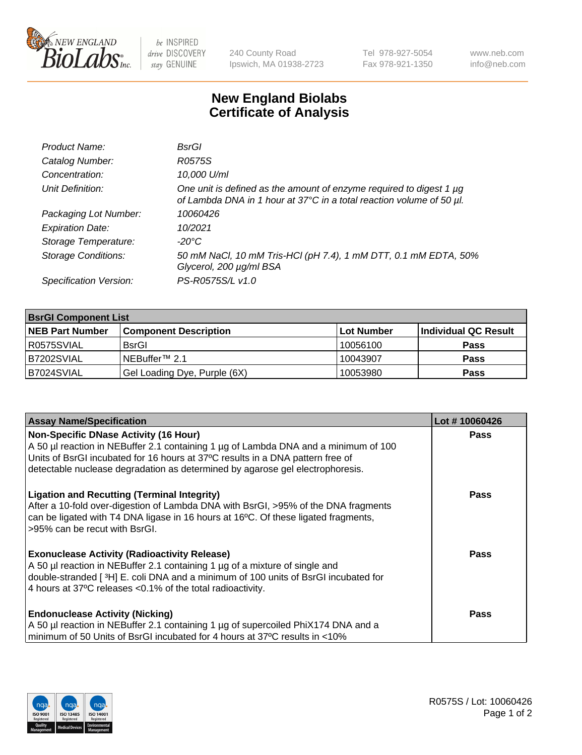# New England Biolabs Certificate of Analysis

| | |
|---|---|
| *Product Name:* | *BsrGI* |
| *Catalog Number:* | *R0575S* |
| *Concentration:* | *10,000 U/ml* |
| *Unit Definition:* | *One unit is defined as the amount of enzyme required to digest 1 µg of Lambda DNA in 1 hour at 37°C in a total reaction volume of 50 µl.* |
| *Packaging Lot Number:* | *10060426* |
| *Expiration Date:* | *10/2021* |
| *Storage Temperature:* | *-20°C* |
| *Storage Conditions:* | *50 mM NaCl, 10 mM Tris-HCl (pH 7.4), 1 mM DTT, 0.1 mM EDTA, 50% Glycerol, 200 µg/ml BSA* |
| *Specification Version:* | *PS-R0575S/L v1.0* |

| **BsrGI Component List** | | | |
|---|---|---|---|
| **NEB Part Number** | **Component Description** | **Lot Number** | **Individual QC Result** |
| R0575SVIAL | BsrGI | 10056100 | **Pass** |
| B7202SVIAL | NEBuffer™ 2.1 | 10043907 | **Pass** |
| B7024SVIAL | Gel Loading Dye, Purple (6X) | 10053980 | **Pass** |

| **Assay Name/Specification** | **Lot # 10060426** |
|---|---|
| **Non-Specific DNase Activity (16 Hour)**<br>A 50 µl reaction in NEBuffer 2.1 containing 1 µg of Lambda DNA and a minimum of 100 Units of BsrGI incubated for 16 hours at 37ºC results in a DNA pattern free of detectable nuclease degradation as determined by agarose gel electrophoresis. | **Pass** |
| **Ligation and Recutting (Terminal Integrity)**<br>After a 10-fold over-digestion of Lambda DNA with BsrGI, >95% of the DNA fragments can be ligated with T4 DNA ligase in 16 hours at 16ºC. Of these ligated fragments, >95% can be recut with BsrGI. | **Pass** |
| **Exonuclease Activity (Radioactivity Release)**<br>A 50 µl reaction in NEBuffer 2.1 containing 1 µg of a mixture of single and double-stranded [ $^3$H] E. coli DNA and a minimum of 100 units of BsrGI incubated for 4 hours at 37ºC releases <0.1% of the total radioactivity. | **Pass** |
| **Endonuclease Activity (Nicking)**<br>A 50 µl reaction in NEBuffer 2.1 containing 1 µg of supercoiled PhiX174 DNA and a minimum of 50 Units of BsrGI incubated for 4 hours at 37ºC results in <10% | **Pass** |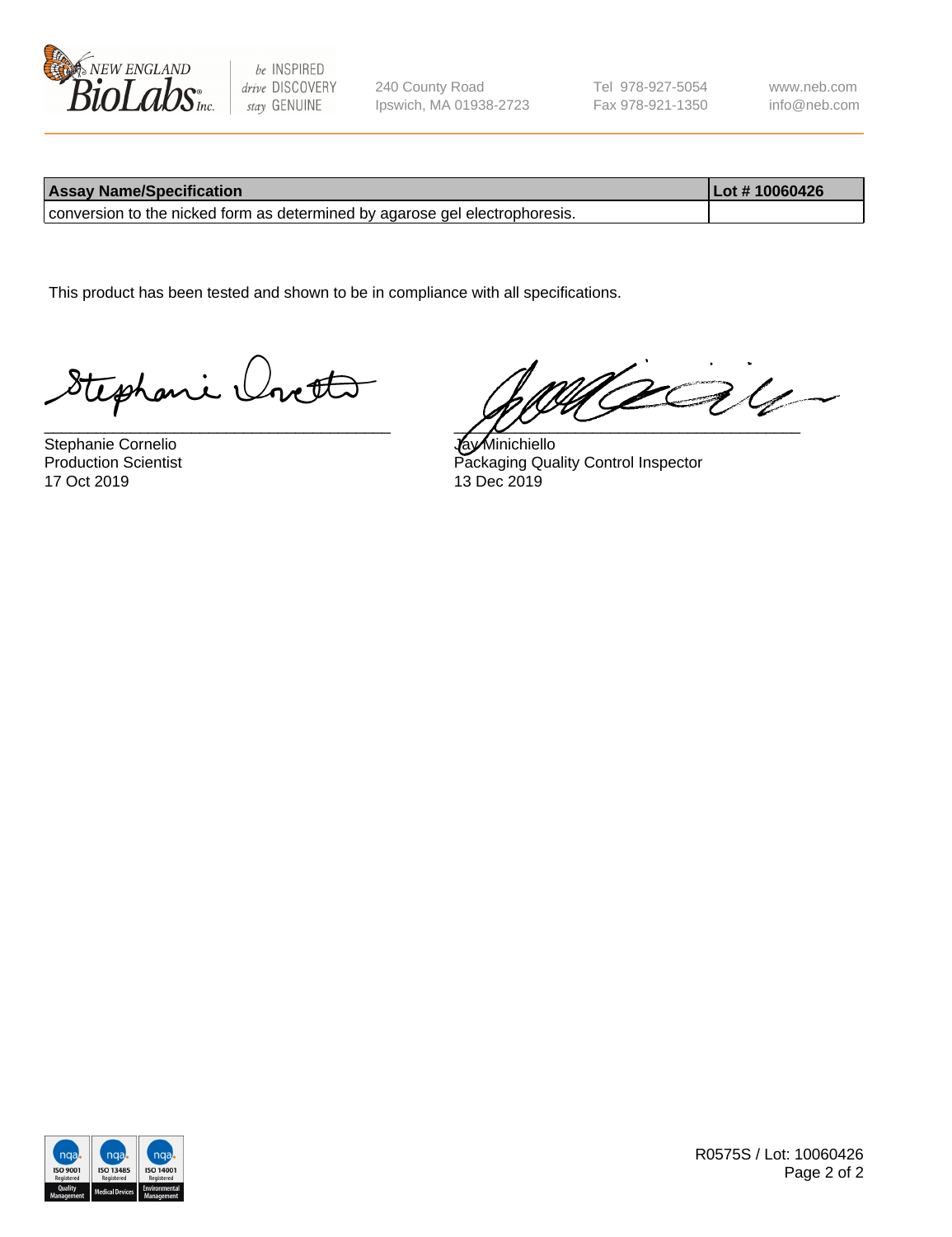| Assay Name/Specification | Lot # 10060426 |
|---|---|
| conversion to the nicked form as determined by agarose gel electrophoresis. | |

This product has been tested and shown to be in compliance with all specifications.

Stephanie Cornelio
Production Scientist
17 Oct 2019

Jay Minichiello
Packaging Quality Control Inspector
13 Dec 2019

R0575S / Lot: 10060426